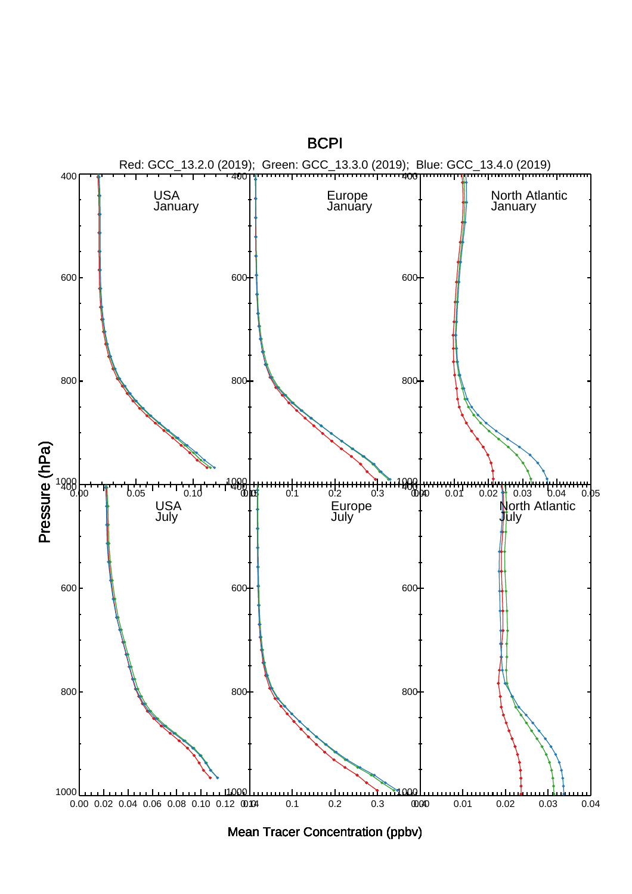# BCPI

Red: GCC_13.2.0 (2019); Green: GCC_13.3.0 (2019); Blue: GCC_13.4.0 (2019)

USA January | Europe January | North Atlantic January

USA July | Europe July | North Atlantic July

Pressure (hPa)

Mean Tracer Concentration (ppbv)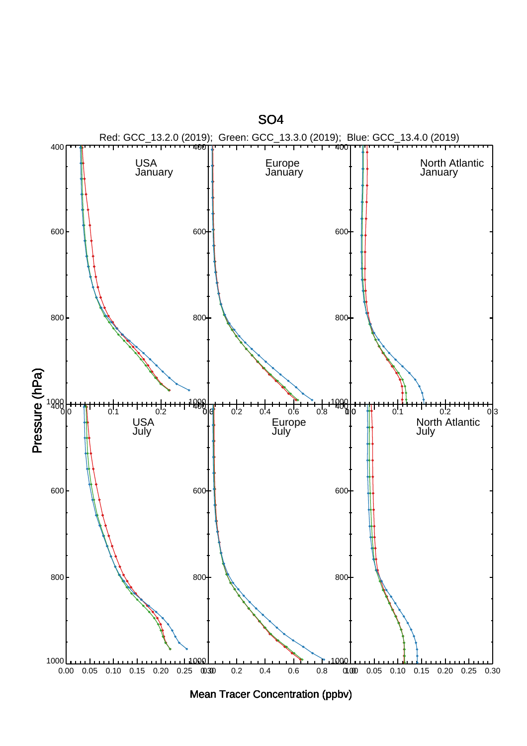# SO4

Red: GCC_13.2.0 (2019); Green: GCC_13.3.0 (2019); Blue: GCC_13.4.0 (2019)

USA January

Europe January

North Atlantic January

USA July

Europe July

North Atlantic July

Pressure (hPa)

Mean Tracer Concentration (ppbv)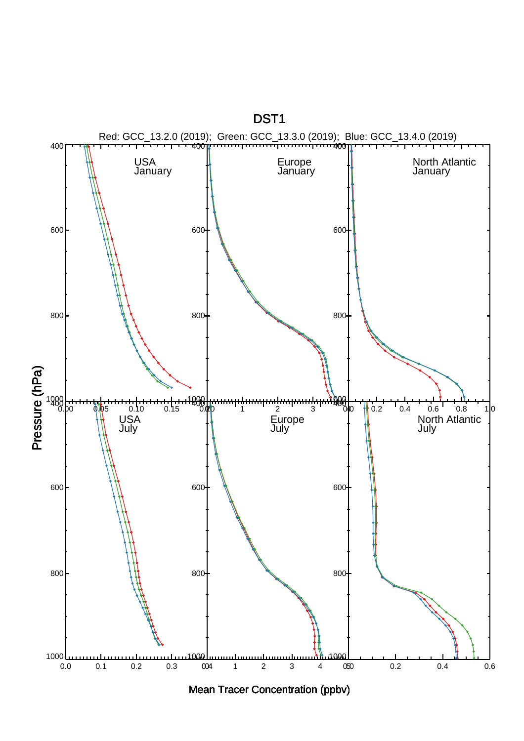# DST1

Red: GCC_13.2.0 (2019); Green: GCC_13.3.0 (2019); Blue: GCC_13.4.0 (2019)

USA January | Europe January | North Atlantic January

USA July | Europe July | North Atlantic July

Pressure (hPa)

Mean Tracer Concentration (ppbv)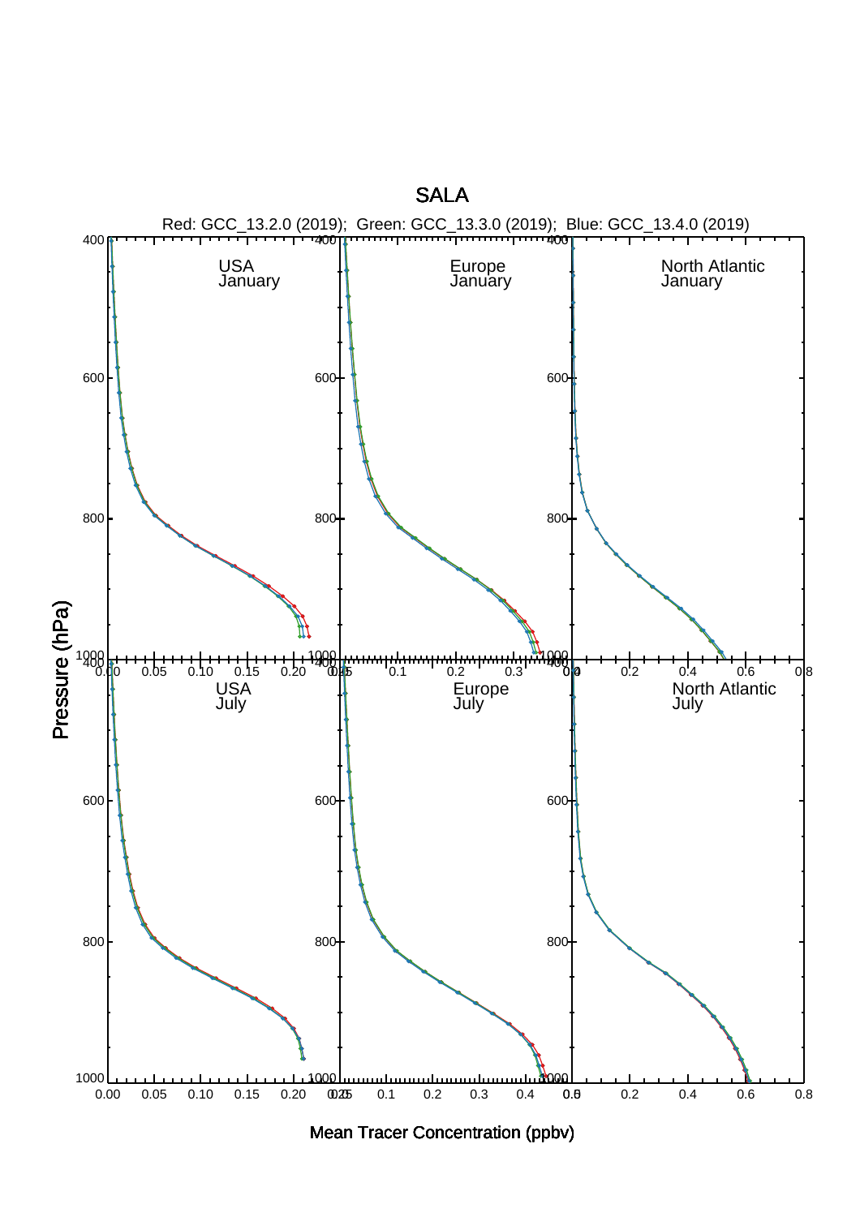# SALA

Red: GCC_13.2.0 (2019); Green: GCC_13.3.0 (2019); Blue: GCC_13.4.0 (2019)

USA January | Europe January | North Atlantic January

USA July | Europe July | North Atlantic July

Pressure (hPa)

Mean Tracer Concentration (ppbv)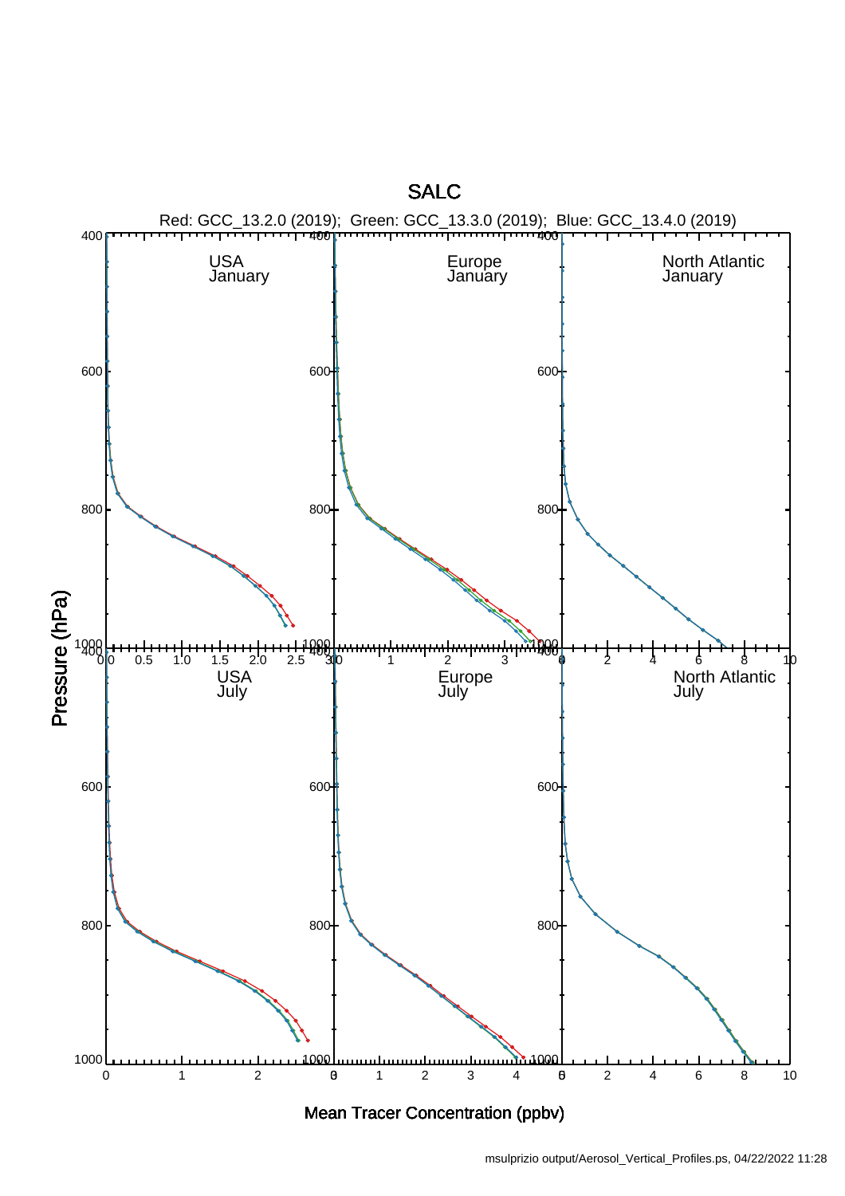SALC

Red: GCC_13.2.0 (2019); Green: GCC_13.3.0 (2019); Blue: GCC_13.4.0 (2019)

USA
January

Europe
January

North Atlantic
January

USA
July

Europe
July

North Atlantic
July

Pressure (hPa)

400
600
800
1000

0.0 0.5 1.0 1.5 2.0 2.5 3.0

0 1 2 3

0 2 4 6 8 10

0 1 2

0 1 2 3 4 5

0 2 4 6 8 10

Mean Tracer Concentration (ppbv)

msulprizio output/Aerosol_Vertical_Profiles.ps, 04/22/2022 11:28